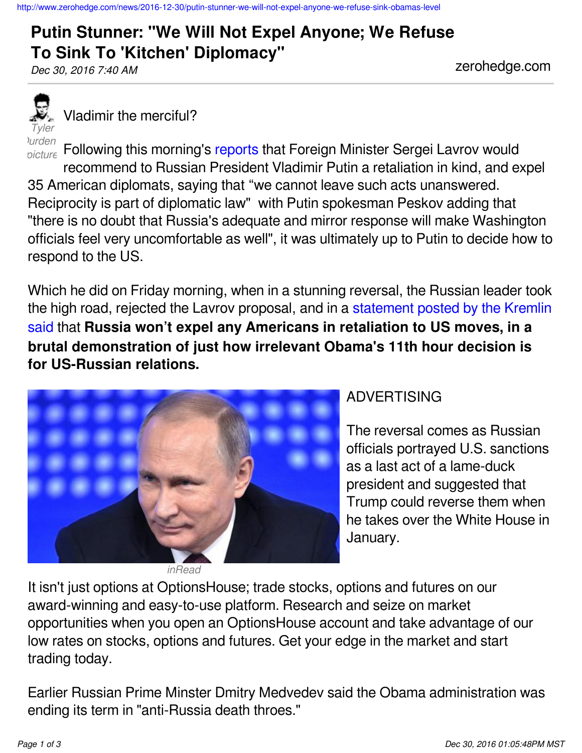# Putin Stunner: "We Will Not Expel Anyone; We Refuse To Sink To 'Kitchen' Diplomacy"

*Dec 30, 2016 7:40 AM*

zerohedge.com

*Tyler Durden picture*

Vladimir the merciful?

Following this morning's reports that Foreign Minister Sergei Lavrov would recommend to Russian President Vladimir Putin a retaliation in kind, and expel 35 American diplomats, saying that "we cannot leave such acts unanswered. Reciprocity is part of diplomatic law" with Putin spokesman Peskov adding that "there is no doubt that Russia's adequate and mirror response will make Washington officials feel very uncomfortable as well", it was ultimately up to Putin to decide how to respond to the US.

Which he did on Friday morning, when in a stunning reversal, the Russian leader took the high road, rejected the Lavrov proposal, and in a statement posted by the Kremlin said that **Russia won't expel any Americans in retaliation to US moves, in a brutal demonstration of just how irrelevant Obama's 11th hour decision is for US-Russian relations.**

ADVERTISING

The reversal comes as Russian officials portrayed U.S. sanctions as a last act of a lame-duck president and suggested that Trump could reverse them when he takes over the White House in January.

*inRead*

It isn't just options at OptionsHouse; trade stocks, options and futures on our award-winning and easy-to-use platform. Research and seize on market opportunities when you open an OptionsHouse account and take advantage of our low rates on stocks, options and futures. Get your edge in the market and start trading today.

Earlier Russian Prime Minster Dmitry Medvedev said the Obama administration was ending its term in "anti-Russia death throes."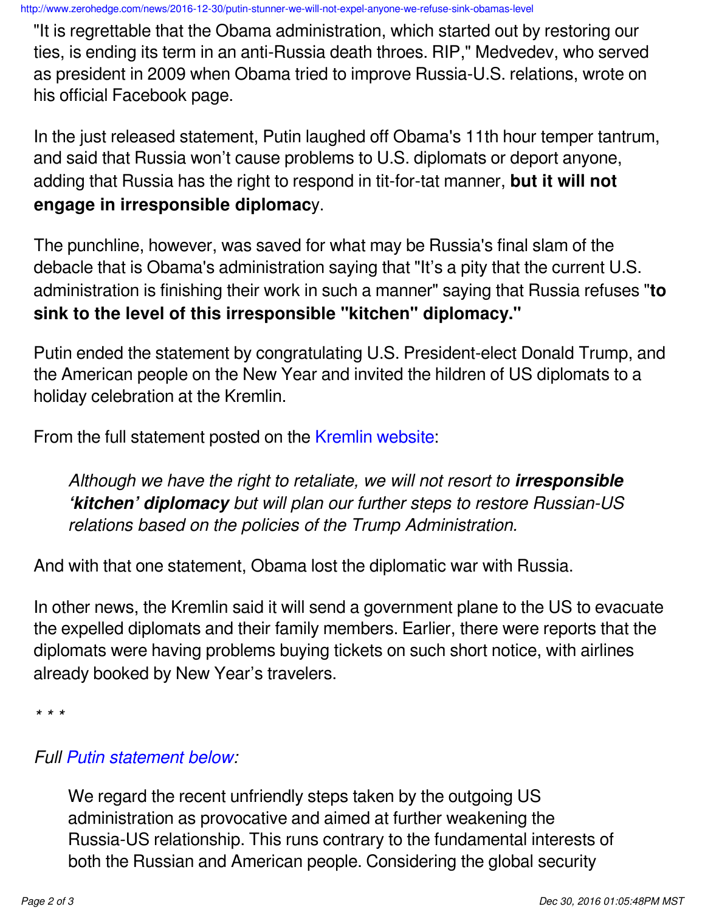"It is regrettable that the Obama administration, which started out by restoring our ties, is ending its term in an anti-Russia death throes. RIP," Medvedev, who served as president in 2009 when Obama tried to improve Russia-U.S. relations, wrote on his official Facebook page.

In the just released statement, Putin laughed off Obama's 11th hour temper tantrum, and said that Russia won't cause problems to U.S. diplomats or deport anyone, adding that Russia has the right to respond in tit-for-tat manner, **but it will not engage in irresponsible diplomac**y.

The punchline, however, was saved for what may be Russia's final slam of the debacle that is Obama's administration saying that "It's a pity that the current U.S. administration is finishing their work in such a manner" saying that Russia refuses "**to sink to the level of this irresponsible "kitchen" diplomacy."**

Putin ended the statement by congratulating U.S. President-elect Donald Trump, and the American people on the New Year and invited the hildren of US diplomats to a holiday celebration at the Kremlin.

From the full statement posted on the Kremlin website:

> *Although we have the right to retaliate, we will not resort to **irresponsible 'kitchen' diplomacy** but will plan our further steps to restore Russian-US relations based on the policies of the Trump Administration.*

And with that one statement, Obama lost the diplomatic war with Russia.

In other news, the Kremlin said it will send a government plane to the US to evacuate the expelled diplomats and their family members. Earlier, there were reports that the diplomats were having problems buying tickets on such short notice, with airlines already booked by New Year's travelers.

*\* \* \**

*Full Putin statement below:*

> We regard the recent unfriendly steps taken by the outgoing US administration as provocative and aimed at further weakening the Russia-US relationship. This runs contrary to the fundamental interests of both the Russian and American people. Considering the global security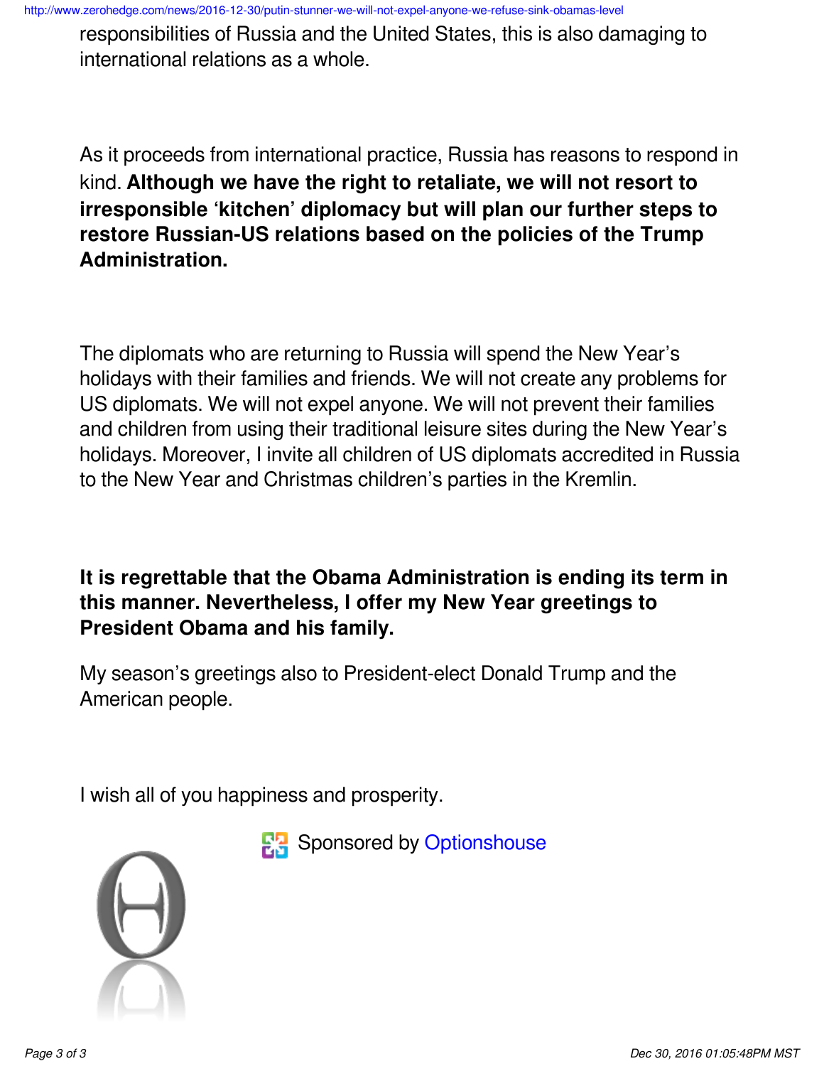responsibilities of Russia and the United States, this is also damaging to international relations as a whole.

As it proceeds from international practice, Russia has reasons to respond in kind. **Although we have the right to retaliate, we will not resort to irresponsible 'kitchen' diplomacy but will plan our further steps to restore Russian-US relations based on the policies of the Trump Administration.**

The diplomats who are returning to Russia will spend the New Year's holidays with their families and friends. We will not create any problems for US diplomats. We will not expel anyone. We will not prevent their families and children from using their traditional leisure sites during the New Year's holidays. Moreover, I invite all children of US diplomats accredited in Russia to the New Year and Christmas children's parties in the Kremlin.

**It is regrettable that the Obama Administration is ending its term in this manner. Nevertheless, I offer my New Year greetings to President Obama and his family.**

My season's greetings also to President-elect Donald Trump and the American people.

I wish all of you happiness and prosperity.

Sponsored by Optionshouse